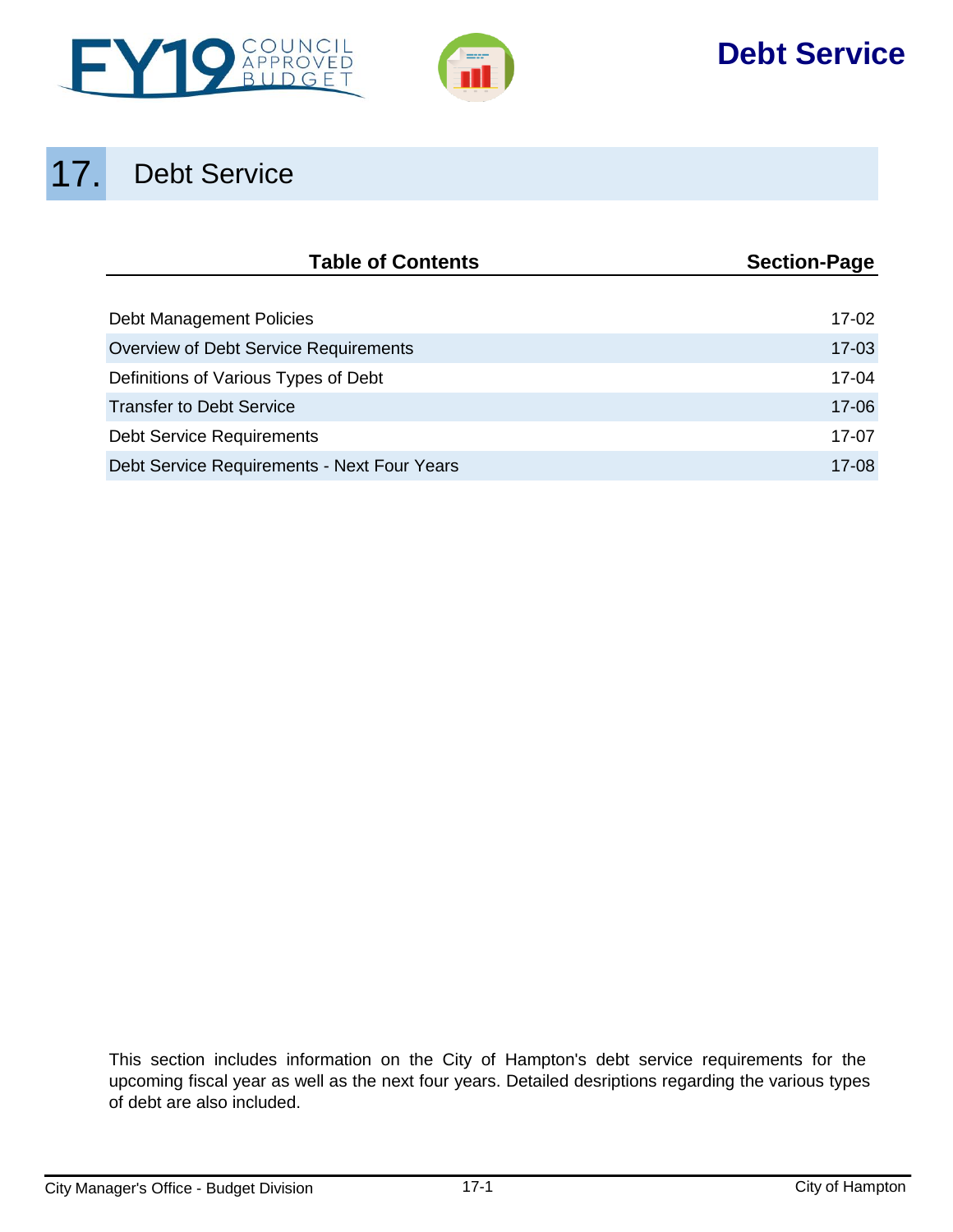# 17. Debt Service

| Table of Contents | Section-Page |
| --- | --- |
| Debt Management Policies | 17-02 |
| Overview of Debt Service Requirements | 17-03 |
| Definitions of Various Types of Debt | 17-04 |
| Transfer to Debt Service | 17-06 |
| Debt Service Requirements | 17-07 |
| Debt Service Requirements - Next Four Years | 17-08 |

This section includes information on the City of Hampton's debt service requirements for the upcoming fiscal year as well as the next four years. Detailed desriptions regarding the various types of debt are also included.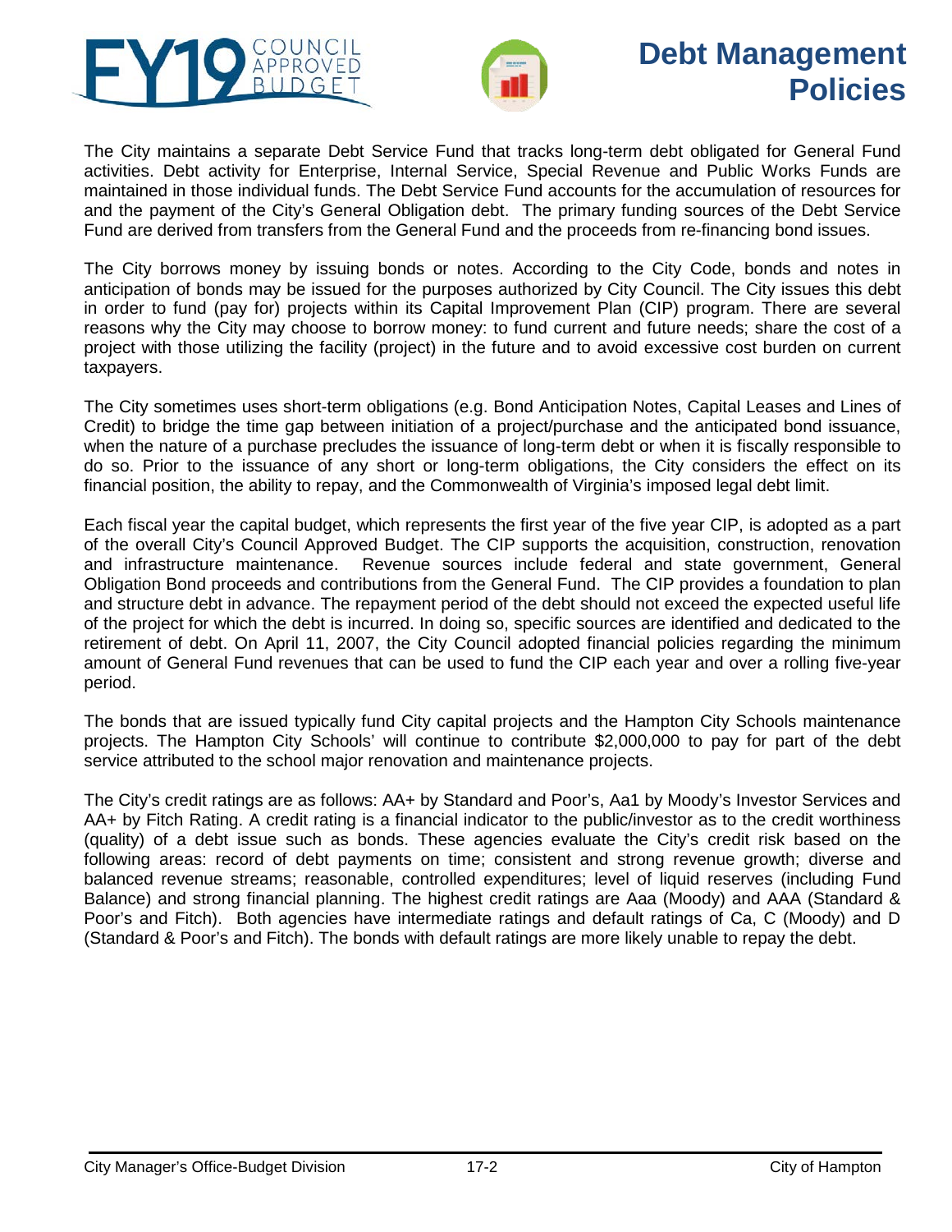# Debt Management Policies

The City maintains a separate Debt Service Fund that tracks long-term debt obligated for General Fund activities. Debt activity for Enterprise, Internal Service, Special Revenue and Public Works Funds are maintained in those individual funds. The Debt Service Fund accounts for the accumulation of resources for and the payment of the City's General Obligation debt. The primary funding sources of the Debt Service Fund are derived from transfers from the General Fund and the proceeds from re-financing bond issues.

The City borrows money by issuing bonds or notes. According to the City Code, bonds and notes in anticipation of bonds may be issued for the purposes authorized by City Council. The City issues this debt in order to fund (pay for) projects within its Capital Improvement Plan (CIP) program. There are several reasons why the City may choose to borrow money: to fund current and future needs; share the cost of a project with those utilizing the facility (project) in the future and to avoid excessive cost burden on current taxpayers.

The City sometimes uses short-term obligations (e.g. Bond Anticipation Notes, Capital Leases and Lines of Credit) to bridge the time gap between initiation of a project/purchase and the anticipated bond issuance, when the nature of a purchase precludes the issuance of long-term debt or when it is fiscally responsible to do so. Prior to the issuance of any short or long-term obligations, the City considers the effect on its financial position, the ability to repay, and the Commonwealth of Virginia's imposed legal debt limit.

Each fiscal year the capital budget, which represents the first year of the five year CIP, is adopted as a part of the overall City's Council Approved Budget. The CIP supports the acquisition, construction, renovation and infrastructure maintenance. Revenue sources include federal and state government, General Obligation Bond proceeds and contributions from the General Fund. The CIP provides a foundation to plan and structure debt in advance. The repayment period of the debt should not exceed the expected useful life of the project for which the debt is incurred. In doing so, specific sources are identified and dedicated to the retirement of debt. On April 11, 2007, the City Council adopted financial policies regarding the minimum amount of General Fund revenues that can be used to fund the CIP each year and over a rolling five-year period.

The bonds that are issued typically fund City capital projects and the Hampton City Schools maintenance projects. The Hampton City Schools' will continue to contribute $2,000,000 to pay for part of the debt service attributed to the school major renovation and maintenance projects.

The City's credit ratings are as follows: AA+ by Standard and Poor's, Aa1 by Moody's Investor Services and AA+ by Fitch Rating. A credit rating is a financial indicator to the public/investor as to the credit worthiness (quality) of a debt issue such as bonds. These agencies evaluate the City's credit risk based on the following areas: record of debt payments on time; consistent and strong revenue growth; diverse and balanced revenue streams; reasonable, controlled expenditures; level of liquid reserves (including Fund Balance) and strong financial planning. The highest credit ratings are Aaa (Moody) and AAA (Standard & Poor's and Fitch). Both agencies have intermediate ratings and default ratings of Ca, C (Moody) and D (Standard & Poor's and Fitch). The bonds with default ratings are more likely unable to repay the debt.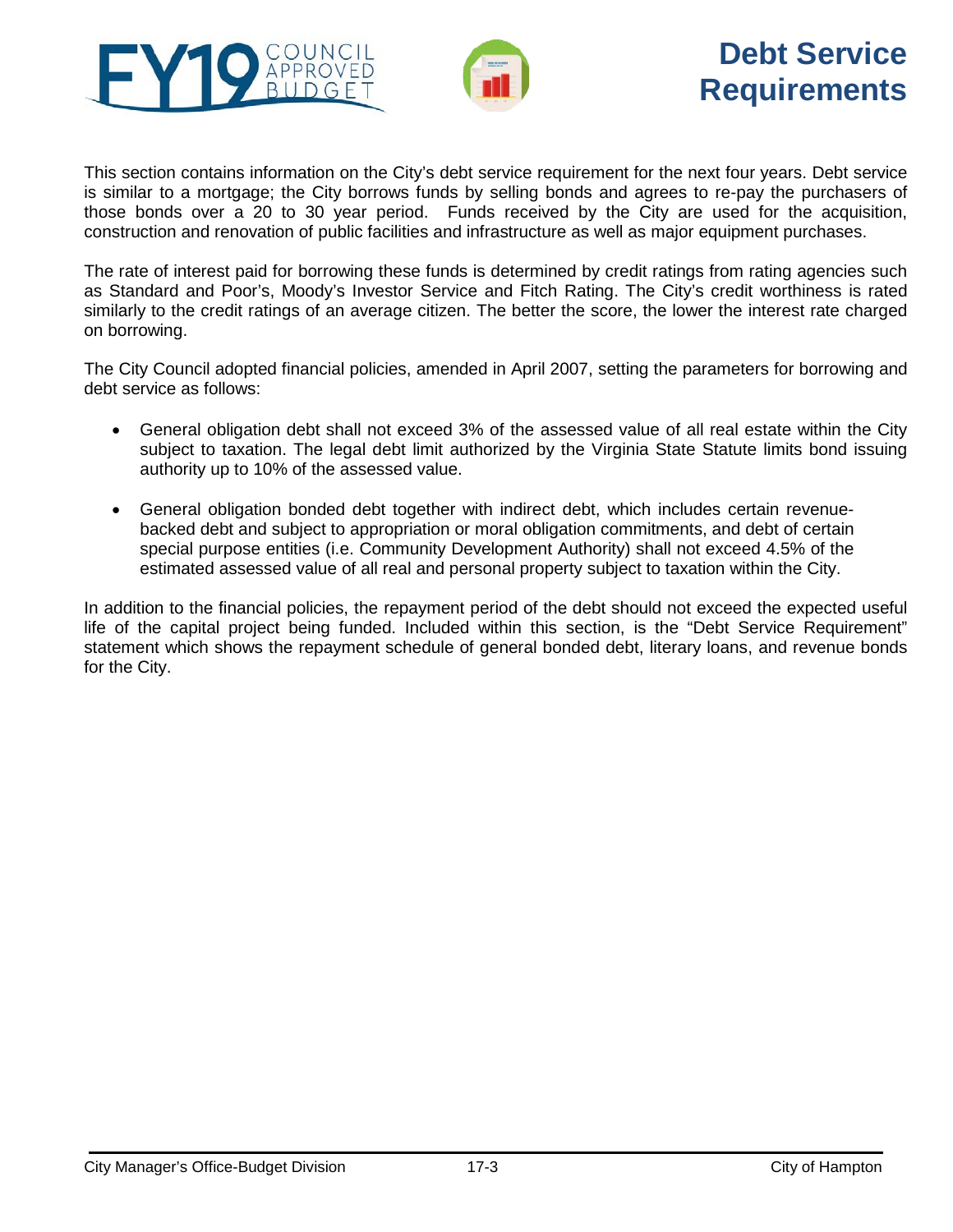# Debt Service Requirements

This section contains information on the City's debt service requirement for the next four years. Debt service is similar to a mortgage; the City borrows funds by selling bonds and agrees to re-pay the purchasers of those bonds over a 20 to 30 year period. Funds received by the City are used for the acquisition, construction and renovation of public facilities and infrastructure as well as major equipment purchases.

The rate of interest paid for borrowing these funds is determined by credit ratings from rating agencies such as Standard and Poor's, Moody's Investor Service and Fitch Rating. The City's credit worthiness is rated similarly to the credit ratings of an average citizen. The better the score, the lower the interest rate charged on borrowing.

The City Council adopted financial policies, amended in April 2007, setting the parameters for borrowing and debt service as follows:

- General obligation debt shall not exceed 3% of the assessed value of all real estate within the City subject to taxation. The legal debt limit authorized by the Virginia State Statute limits bond issuing authority up to 10% of the assessed value.
- General obligation bonded debt together with indirect debt, which includes certain revenue-backed debt and subject to appropriation or moral obligation commitments, and debt of certain special purpose entities (i.e. Community Development Authority) shall not exceed 4.5% of the estimated assessed value of all real and personal property subject to taxation within the City.

In addition to the financial policies, the repayment period of the debt should not exceed the expected useful life of the capital project being funded. Included within this section, is the "Debt Service Requirement" statement which shows the repayment schedule of general bonded debt, literary loans, and revenue bonds for the City.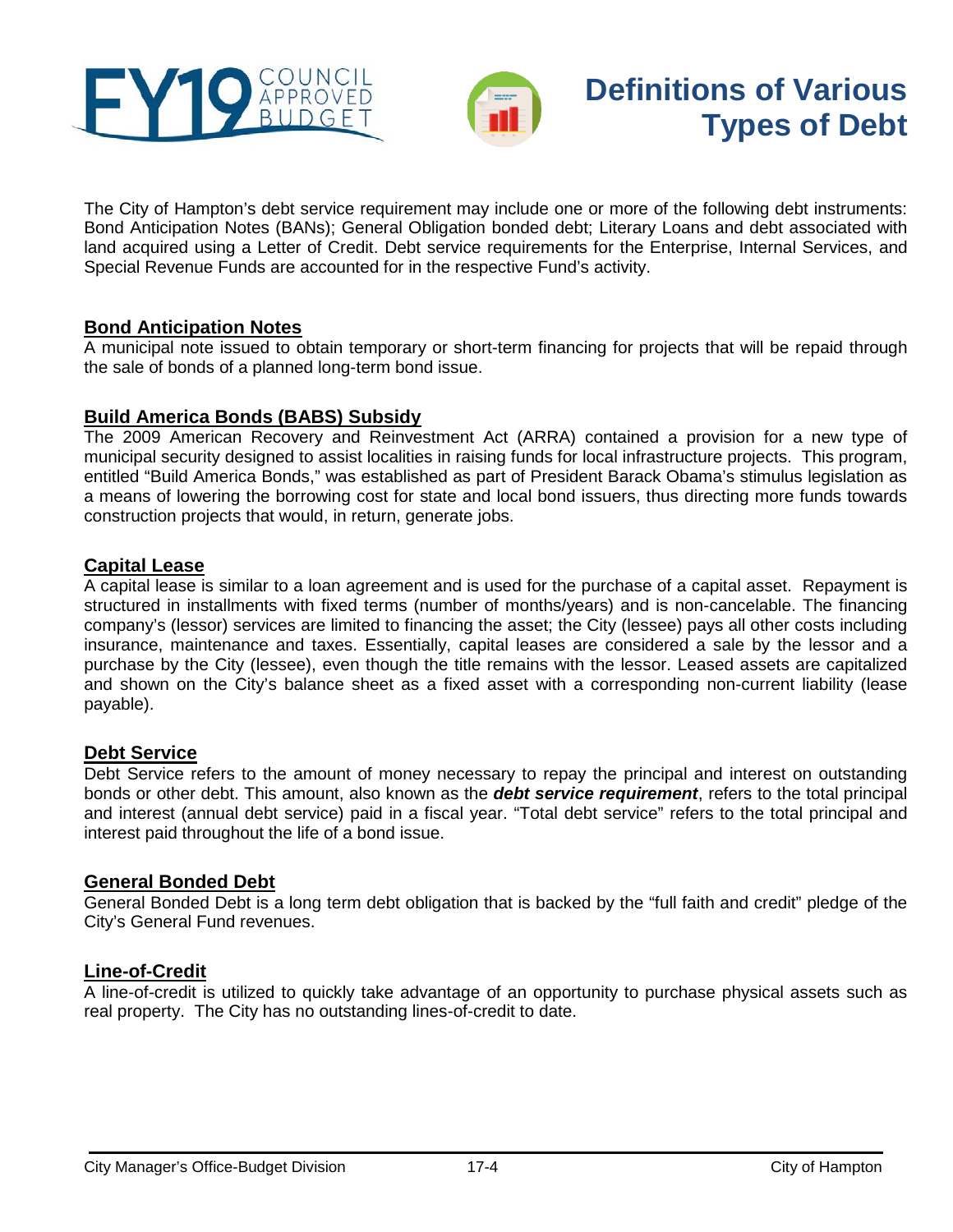# Definitions of Various Types of Debt

The City of Hampton's debt service requirement may include one or more of the following debt instruments: Bond Anticipation Notes (BANs); General Obligation bonded debt; Literary Loans and debt associated with land acquired using a Letter of Credit. Debt service requirements for the Enterprise, Internal Services, and Special Revenue Funds are accounted for in the respective Fund's activity.

## Bond Anticipation Notes

A municipal note issued to obtain temporary or short-term financing for projects that will be repaid through the sale of bonds of a planned long-term bond issue.

## Build America Bonds (BABS) Subsidy

The 2009 American Recovery and Reinvestment Act (ARRA) contained a provision for a new type of municipal security designed to assist localities in raising funds for local infrastructure projects. This program, entitled "Build America Bonds," was established as part of President Barack Obama's stimulus legislation as a means of lowering the borrowing cost for state and local bond issuers, thus directing more funds towards construction projects that would, in return, generate jobs.

## Capital Lease

A capital lease is similar to a loan agreement and is used for the purchase of a capital asset. Repayment is structured in installments with fixed terms (number of months/years) and is non-cancelable. The financing company's (lessor) services are limited to financing the asset; the City (lessee) pays all other costs including insurance, maintenance and taxes. Essentially, capital leases are considered a sale by the lessor and a purchase by the City (lessee), even though the title remains with the lessor. Leased assets are capitalized and shown on the City's balance sheet as a fixed asset with a corresponding non-current liability (lease payable).

## Debt Service

Debt Service refers to the amount of money necessary to repay the principal and interest on outstanding bonds or other debt. This amount, also known as the ***debt service requirement***, refers to the total principal and interest (annual debt service) paid in a fiscal year. "Total debt service" refers to the total principal and interest paid throughout the life of a bond issue.

## General Bonded Debt

General Bonded Debt is a long term debt obligation that is backed by the "full faith and credit" pledge of the City's General Fund revenues.

## Line-of-Credit

A line-of-credit is utilized to quickly take advantage of an opportunity to purchase physical assets such as real property. The City has no outstanding lines-of-credit to date.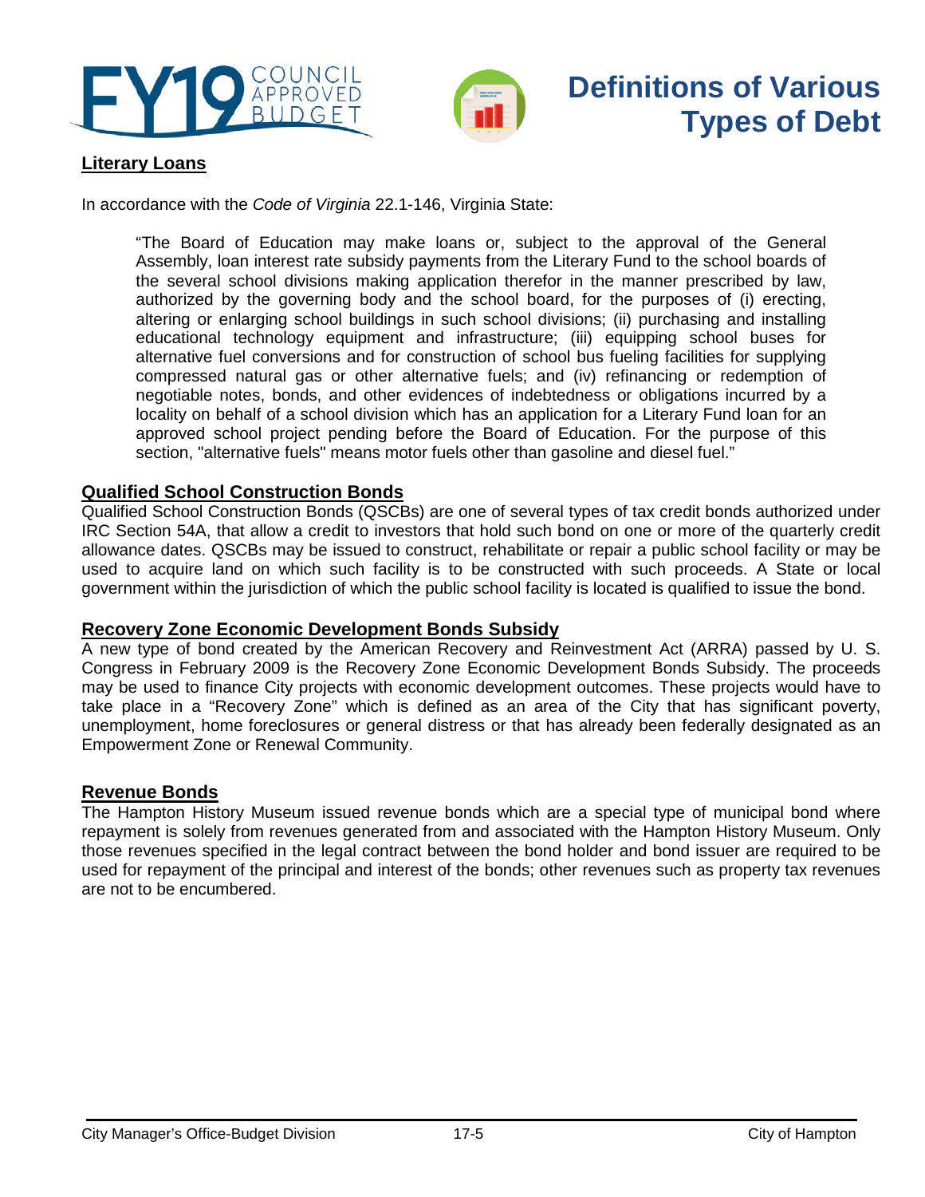# Definitions of Various Types of Debt

## Literary Loans

In accordance with the *Code of Virginia* 22.1-146, Virginia State:

> "The Board of Education may make loans or, subject to the approval of the General Assembly, loan interest rate subsidy payments from the Literary Fund to the school boards of the several school divisions making application therefor in the manner prescribed by law, authorized by the governing body and the school board, for the purposes of (i) erecting, altering or enlarging school buildings in such school divisions; (ii) purchasing and installing educational technology equipment and infrastructure; (iii) equipping school buses for alternative fuel conversions and for construction of school bus fueling facilities for supplying compressed natural gas or other alternative fuels; and (iv) refinancing or redemption of negotiable notes, bonds, and other evidences of indebtedness or obligations incurred by a locality on behalf of a school division which has an application for a Literary Fund loan for an approved school project pending before the Board of Education. For the purpose of this section, "alternative fuels" means motor fuels other than gasoline and diesel fuel."

## Qualified School Construction Bonds

Qualified School Construction Bonds (QSCBs) are one of several types of tax credit bonds authorized under IRC Section 54A, that allow a credit to investors that hold such bond on one or more of the quarterly credit allowance dates. QSCBs may be issued to construct, rehabilitate or repair a public school facility or may be used to acquire land on which such facility is to be constructed with such proceeds. A State or local government within the jurisdiction of which the public school facility is located is qualified to issue the bond.

## Recovery Zone Economic Development Bonds Subsidy

A new type of bond created by the American Recovery and Reinvestment Act (ARRA) passed by U. S. Congress in February 2009 is the Recovery Zone Economic Development Bonds Subsidy. The proceeds may be used to finance City projects with economic development outcomes. These projects would have to take place in a "Recovery Zone" which is defined as an area of the City that has significant poverty, unemployment, home foreclosures or general distress or that has already been federally designated as an Empowerment Zone or Renewal Community.

## Revenue Bonds

The Hampton History Museum issued revenue bonds which are a special type of municipal bond where repayment is solely from revenues generated from and associated with the Hampton History Museum. Only those revenues specified in the legal contract between the bond holder and bond issuer are required to be used for repayment of the principal and interest of the bonds; other revenues such as property tax revenues are not to be encumbered.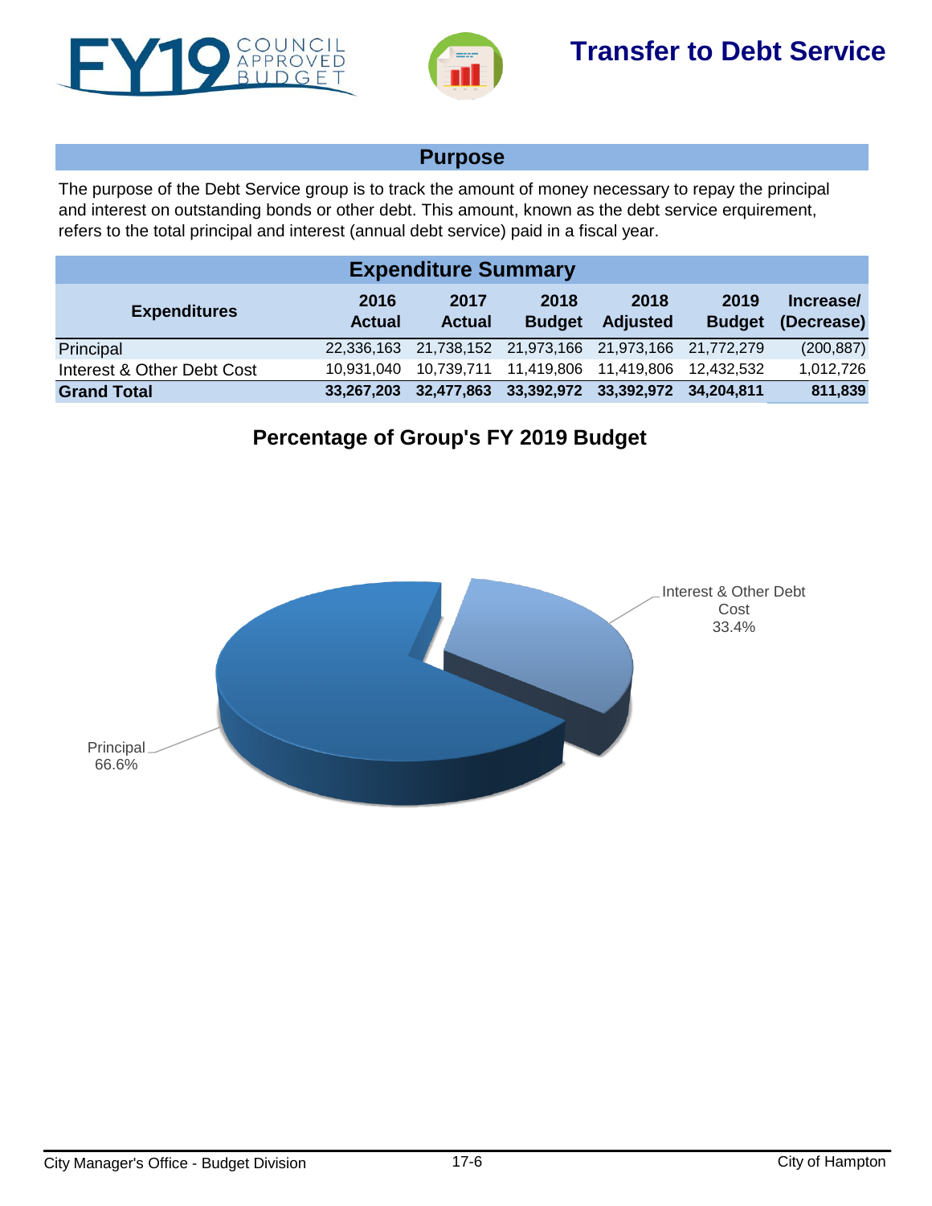# Transfer to Debt Service

## Purpose

The purpose of the Debt Service group is to track the amount of money necessary to repay the principal and interest on outstanding bonds or other debt. This amount, known as the debt service erquirement, refers to the total principal and interest (annual debt service) paid in a fiscal year.

## Expenditure Summary

| Expenditures | 2016 Actual | 2017 Actual | 2018 Budget | 2018 Adjusted | 2019 Budget | Increase/ (Decrease) |
|---|---|---|---|---|---|---|
| Principal | 22,336,163 | 21,738,152 | 21,973,166 | 21,973,166 | 21,772,279 | (200,887) |
| Interest & Other Debt Cost | 10,931,040 | 10,739,711 | 11,419,806 | 11,419,806 | 12,432,532 | 1,012,726 |
| **Grand Total** | **33,267,203** | **32,477,863** | **33,392,972** | **33,392,972** | **34,204,811** | **811,839** |

## Percentage of Group's FY 2019 Budget

Interest & Other Debt Cost 33.4%

Principal 66.6%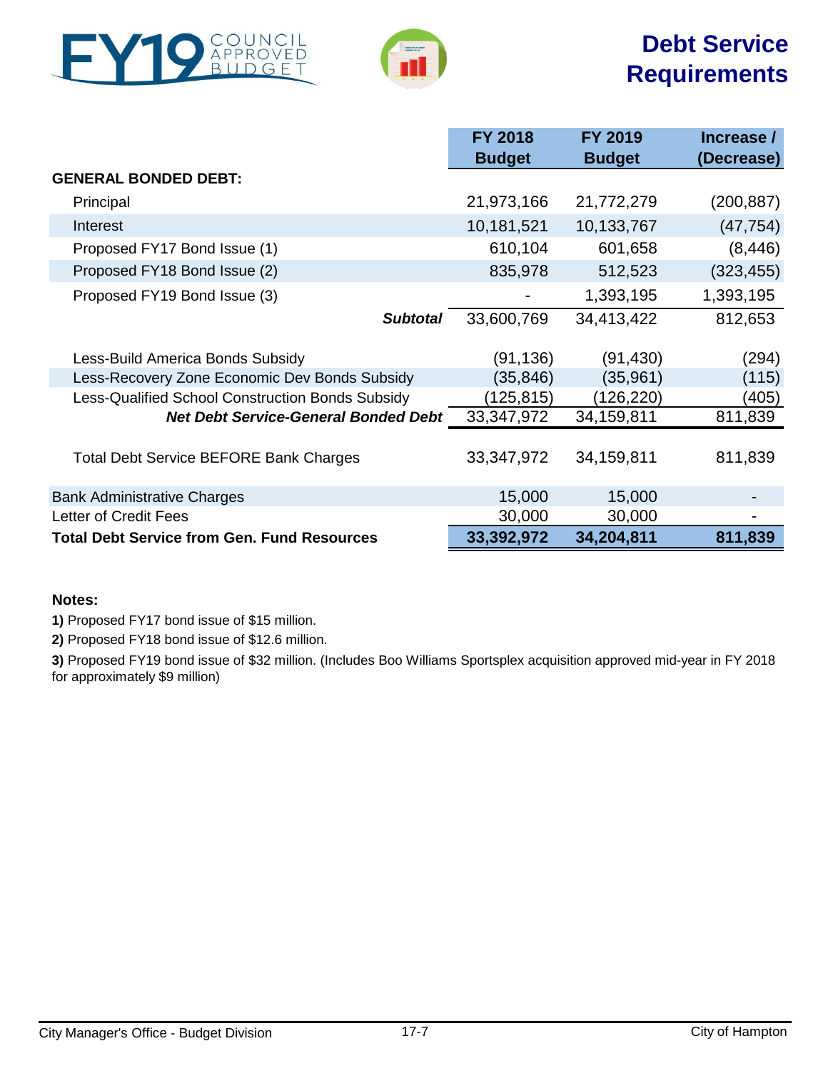# Debt Service Requirements

FY19 COUNCIL APPROVED BUDGET

| | FY 2018 Budget | FY 2019 Budget | Increase / (Decrease) |
|---|---|---|---|
| **GENERAL BONDED DEBT:** | | | |
| Principal | 21,973,166 | 21,772,279 | (200,887) |
| Interest | 10,181,521 | 10,133,767 | (47,754) |
| Proposed FY17 Bond Issue (1) | 610,104 | 601,658 | (8,446) |
| Proposed FY18 Bond Issue (2) | 835,978 | 512,523 | (323,455) |
| Proposed FY19 Bond Issue (3) | - | 1,393,195 | 1,393,195 |
| ***Subtotal*** | 33,600,769 | 34,413,422 | 812,653 |
| Less-Build America Bonds Subsidy | (91,136) | (91,430) | (294) |
| Less-Recovery Zone Economic Dev Bonds Subsidy | (35,846) | (35,961) | (115) |
| Less-Qualified School Construction Bonds Subsidy | (125,815) | (126,220) | (405) |
| ***Net Debt Service-General Bonded Debt*** | 33,347,972 | 34,159,811 | 811,839 |
| Total Debt Service BEFORE Bank Charges | 33,347,972 | 34,159,811 | 811,839 |
| Bank Administrative Charges | 15,000 | 15,000 | - |
| Letter of Credit Fees | 30,000 | 30,000 | - |
| **Total Debt Service from Gen. Fund Resources** | **33,392,972** | **34,204,811** | **811,839** |

**Notes:**

**1)** Proposed FY17 bond issue of $15 million.

**2)** Proposed FY18 bond issue of $12.6 million.

**3)** Proposed FY19 bond issue of $32 million. (Includes Boo Williams Sportsplex acquisition approved mid-year in FY 2018 for approximately $9 million)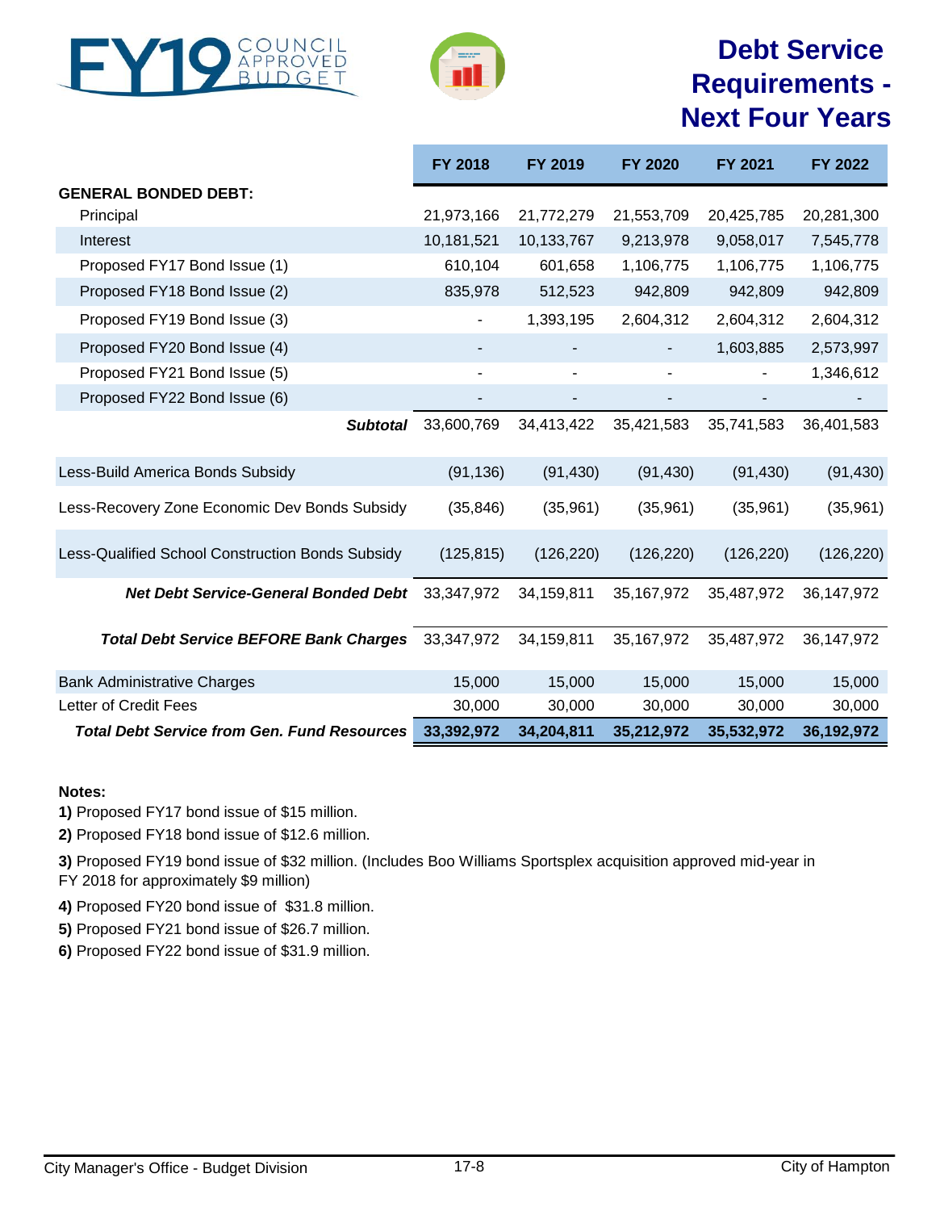# Debt Service Requirements - Next Four Years

| | FY 2018 | FY 2019 | FY 2020 | FY 2021 | FY 2022 |
|---|---|---|---|---|---|
| **GENERAL BONDED DEBT:** | | | | | |
| Principal | 21,973,166 | 21,772,279 | 21,553,709 | 20,425,785 | 20,281,300 |
| Interest | 10,181,521 | 10,133,767 | 9,213,978 | 9,058,017 | 7,545,778 |
| Proposed FY17 Bond Issue (1) | 610,104 | 601,658 | 1,106,775 | 1,106,775 | 1,106,775 |
| Proposed FY18 Bond Issue (2) | 835,978 | 512,523 | 942,809 | 942,809 | 942,809 |
| Proposed FY19 Bond Issue (3) | - | 1,393,195 | 2,604,312 | 2,604,312 | 2,604,312 |
| Proposed FY20 Bond Issue (4) | - | - | - | 1,603,885 | 2,573,997 |
| Proposed FY21 Bond Issue (5) | - | - | - | - | 1,346,612 |
| Proposed FY22 Bond Issue (6) | - | - | - | - | - |
| ***Subtotal*** | 33,600,769 | 34,413,422 | 35,421,583 | 35,741,583 | 36,401,583 |
| Less-Build America Bonds Subsidy | (91,136) | (91,430) | (91,430) | (91,430) | (91,430) |
| Less-Recovery Zone Economic Dev Bonds Subsidy | (35,846) | (35,961) | (35,961) | (35,961) | (35,961) |
| Less-Qualified School Construction Bonds Subsidy | (125,815) | (126,220) | (126,220) | (126,220) | (126,220) |
| ***Net Debt Service-General Bonded Debt*** | 33,347,972 | 34,159,811 | 35,167,972 | 35,487,972 | 36,147,972 |
| ***Total Debt Service BEFORE Bank Charges*** | 33,347,972 | 34,159,811 | 35,167,972 | 35,487,972 | 36,147,972 |
| Bank Administrative Charges | 15,000 | 15,000 | 15,000 | 15,000 | 15,000 |
| Letter of Credit Fees | 30,000 | 30,000 | 30,000 | 30,000 | 30,000 |
| ***Total Debt Service from Gen. Fund Resources*** | **33,392,972** | **34,204,811** | **35,212,972** | **35,532,972** | **36,192,972** |

**Notes:**

**1)** Proposed FY17 bond issue of $15 million.

**2)** Proposed FY18 bond issue of $12.6 million.

**3)** Proposed FY19 bond issue of $32 million. (Includes Boo Williams Sportsplex acquisition approved mid-year in FY 2018 for approximately $9 million)

**4)** Proposed FY20 bond issue of $31.8 million.

**5)** Proposed FY21 bond issue of $26.7 million.

**6)** Proposed FY22 bond issue of $31.9 million.